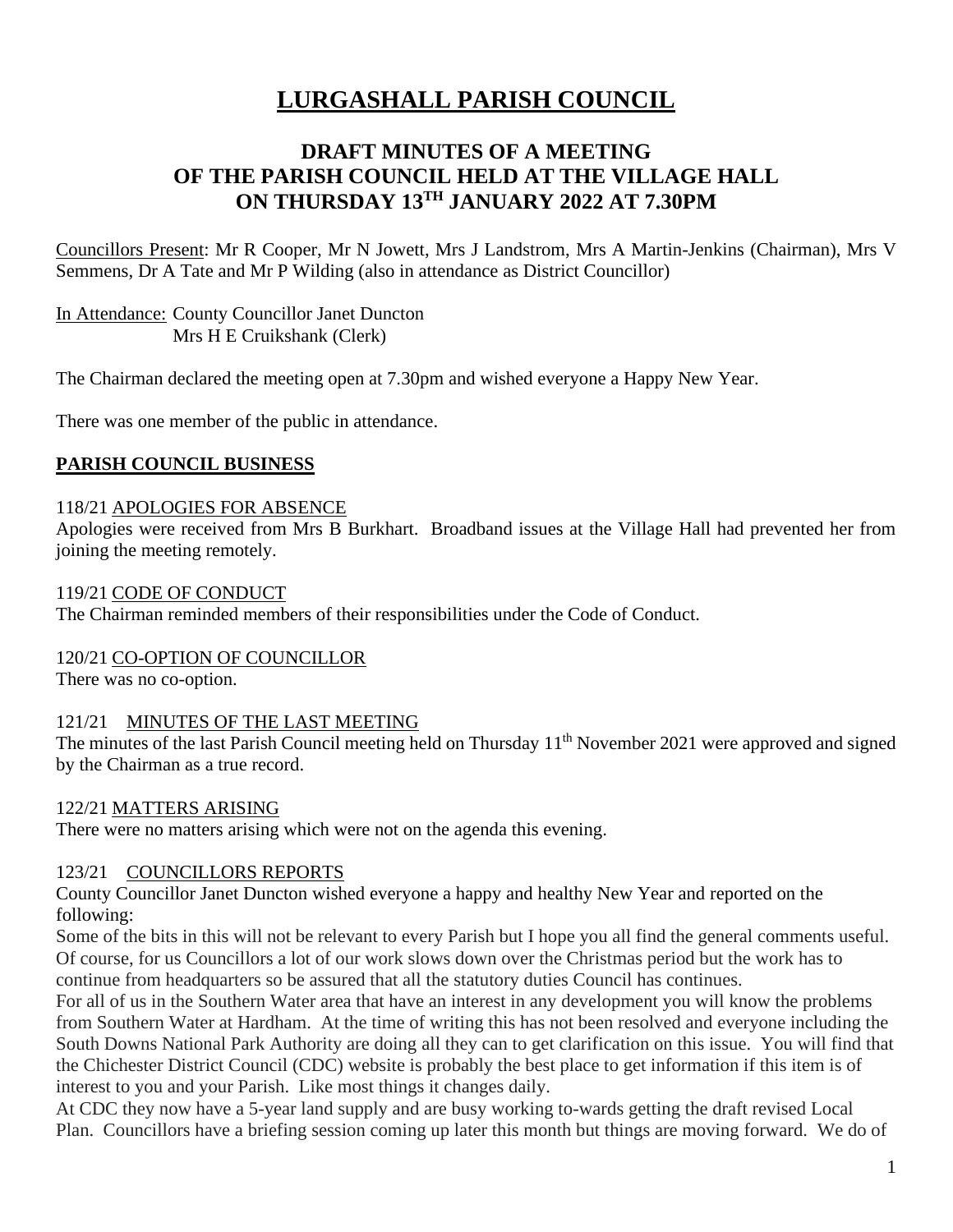# LURGASHALL PARISH COUNCIL

## DRAFT MINUTES OF A MEETING OF THE PARISH COUNCIL HELD AT THE VILLAGE HALL ON THURSDAY 13TH JANUARY 2022 AT 7.30PM

Councillors Present: Mr R Cooper, Mr N Jowett, Mrs J Landstrom, Mrs A Martin-Jenkins (Chairman), Mrs V Semmens, Dr A Tate and Mr P Wilding (also in attendance as District Councillor)

In Attendance: County Councillor Janet Duncton
Mrs H E Cruikshank (Clerk)

The Chairman declared the meeting open at 7.30pm and wished everyone a Happy New Year.

There was one member of the public in attendance.

### PARISH COUNCIL BUSINESS

118/21 APOLOGIES FOR ABSENCE
Apologies were received from Mrs B Burkhart. Broadband issues at the Village Hall had prevented her from joining the meeting remotely.

119/21 CODE OF CONDUCT
The Chairman reminded members of their responsibilities under the Code of Conduct.

120/21 CO-OPTION OF COUNCILLOR
There was no co-option.

121/21 MINUTES OF THE LAST MEETING
The minutes of the last Parish Council meeting held on Thursday 11th November 2021 were approved and signed by the Chairman as a true record.

122/21 MATTERS ARISING
There were no matters arising which were not on the agenda this evening.

123/21 COUNCILLORS REPORTS
County Councillor Janet Duncton wished everyone a happy and healthy New Year and reported on the following:
Some of the bits in this will not be relevant to every Parish but I hope you all find the general comments useful. Of course, for us Councillors a lot of our work slows down over the Christmas period but the work has to continue from headquarters so be assured that all the statutory duties Council has continues.
For all of us in the Southern Water area that have an interest in any development you will know the problems from Southern Water at Hardham. At the time of writing this has not been resolved and everyone including the South Downs National Park Authority are doing all they can to get clarification on this issue. You will find that the Chichester District Council (CDC) website is probably the best place to get information if this item is of interest to you and your Parish. Like most things it changes daily.
At CDC they now have a 5-year land supply and are busy working to-wards getting the draft revised Local Plan. Councillors have a briefing session coming up later this month but things are moving forward. We do of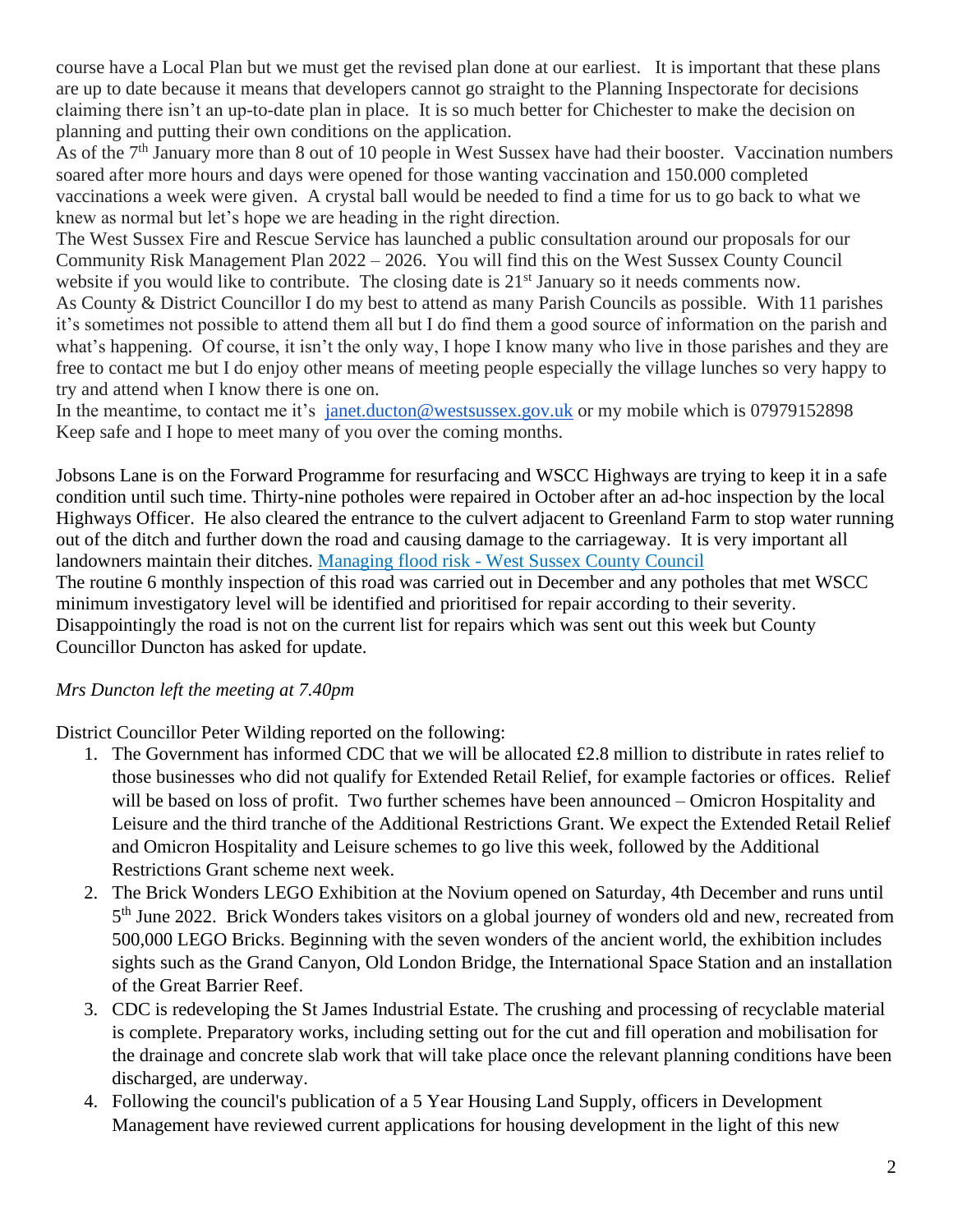course have a Local Plan but we must get the revised plan done at our earliest. It is important that these plans are up to date because it means that developers cannot go straight to the Planning Inspectorate for decisions claiming there isn't an up-to-date plan in place. It is so much better for Chichester to make the decision on planning and putting their own conditions on the application.

As of the 7th January more than 8 out of 10 people in West Sussex have had their booster. Vaccination numbers soared after more hours and days were opened for those wanting vaccination and 150.000 completed vaccinations a week were given. A crystal ball would be needed to find a time for us to go back to what we knew as normal but let's hope we are heading in the right direction.

The West Sussex Fire and Rescue Service has launched a public consultation around our proposals for our Community Risk Management Plan 2022 – 2026. You will find this on the West Sussex County Council website if you would like to contribute. The closing date is 21st January so it needs comments now.

As County & District Councillor I do my best to attend as many Parish Councils as possible. With 11 parishes it's sometimes not possible to attend them all but I do find them a good source of information on the parish and what's happening. Of course, it isn't the only way, I hope I know many who live in those parishes and they are free to contact me but I do enjoy other means of meeting people especially the village lunches so very happy to try and attend when I know there is one on.

In the meantime, to contact me it's [janet.ducton@westsussex.gov.uk](mailto:janet.ducton@westsussex.gov.uk) or my mobile which is 07979152898

Keep safe and I hope to meet many of you over the coming months.

Jobsons Lane is on the Forward Programme for resurfacing and WSCC Highways are trying to keep it in a safe condition until such time. Thirty-nine potholes were repaired in October after an ad-hoc inspection by the local Highways Officer. He also cleared the entrance to the culvert adjacent to Greenland Farm to stop water running out of the ditch and further down the road and causing damage to the carriageway. It is very important all landowners maintain their ditches. [Managing flood risk - West Sussex County Council]

The routine 6 monthly inspection of this road was carried out in December and any potholes that met WSCC minimum investigatory level will be identified and prioritised for repair according to their severity. Disappointingly the road is not on the current list for repairs which was sent out this week but County Councillor Duncton has asked for update.

*Mrs Duncton left the meeting at 7.40pm*

District Councillor Peter Wilding reported on the following:

1. The Government has informed CDC that we will be allocated £2.8 million to distribute in rates relief to those businesses who did not qualify for Extended Retail Relief, for example factories or offices. Relief will be based on loss of profit. Two further schemes have been announced – Omicron Hospitality and Leisure and the third tranche of the Additional Restrictions Grant. We expect the Extended Retail Relief and Omicron Hospitality and Leisure schemes to go live this week, followed by the Additional Restrictions Grant scheme next week.
2. The Brick Wonders LEGO Exhibition at the Novium opened on Saturday, 4th December and runs until 5th June 2022. Brick Wonders takes visitors on a global journey of wonders old and new, recreated from 500,000 LEGO Bricks. Beginning with the seven wonders of the ancient world, the exhibition includes sights such as the Grand Canyon, Old London Bridge, the International Space Station and an installation of the Great Barrier Reef.
3. CDC is redeveloping the St James Industrial Estate. The crushing and processing of recyclable material is complete. Preparatory works, including setting out for the cut and fill operation and mobilisation for the drainage and concrete slab work that will take place once the relevant planning conditions have been discharged, are underway.
4. Following the council's publication of a 5 Year Housing Land Supply, officers in Development Management have reviewed current applications for housing development in the light of this new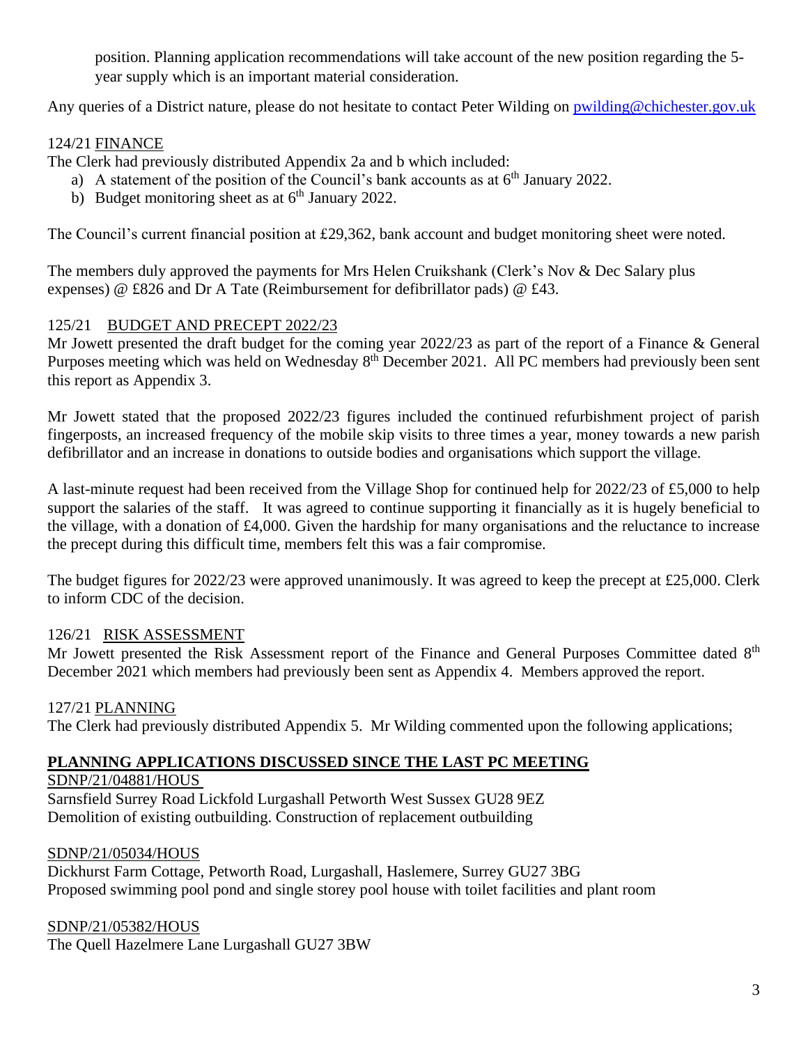position. Planning application recommendations will take account of the new position regarding the 5-year supply which is an important material consideration.

Any queries of a District nature, please do not hesitate to contact Peter Wilding on pwilding@chichester.gov.uk

124/21 FINANCE

The Clerk had previously distributed Appendix 2a and b which included:

a) A statement of the position of the Council's bank accounts as at 6th January 2022.
b) Budget monitoring sheet as at 6th January 2022.

The Council's current financial position at £29,362, bank account and budget monitoring sheet were noted.

The members duly approved the payments for Mrs Helen Cruikshank (Clerk's Nov & Dec Salary plus expenses) @ £826 and Dr A Tate (Reimbursement for defibrillator pads) @ £43.

125/21 BUDGET AND PRECEPT 2022/23

Mr Jowett presented the draft budget for the coming year 2022/23 as part of the report of a Finance & General Purposes meeting which was held on Wednesday 8th December 2021. All PC members had previously been sent this report as Appendix 3.

Mr Jowett stated that the proposed 2022/23 figures included the continued refurbishment project of parish fingerposts, an increased frequency of the mobile skip visits to three times a year, money towards a new parish defibrillator and an increase in donations to outside bodies and organisations which support the village.

A last-minute request had been received from the Village Shop for continued help for 2022/23 of £5,000 to help support the salaries of the staff. It was agreed to continue supporting it financially as it is hugely beneficial to the village, with a donation of £4,000. Given the hardship for many organisations and the reluctance to increase the precept during this difficult time, members felt this was a fair compromise.

The budget figures for 2022/23 were approved unanimously. It was agreed to keep the precept at £25,000. Clerk to inform CDC of the decision.

126/21 RISK ASSESSMENT

Mr Jowett presented the Risk Assessment report of the Finance and General Purposes Committee dated 8th December 2021 which members had previously been sent as Appendix 4. Members approved the report.

127/21 PLANNING

The Clerk had previously distributed Appendix 5. Mr Wilding commented upon the following applications;

**PLANNING APPLICATIONS DISCUSSED SINCE THE LAST PC MEETING**

SDNP/21/04881/HOUS
Sarnsfield Surrey Road Lickfold Lurgashall Petworth West Sussex GU28 9EZ
Demolition of existing outbuilding. Construction of replacement outbuilding

SDNP/21/05034/HOUS
Dickhurst Farm Cottage, Petworth Road, Lurgashall, Haslemere, Surrey GU27 3BG
Proposed swimming pool pond and single storey pool house with toilet facilities and plant room

SDNP/21/05382/HOUS
The Quell Hazelmere Lane Lurgashall GU27 3BW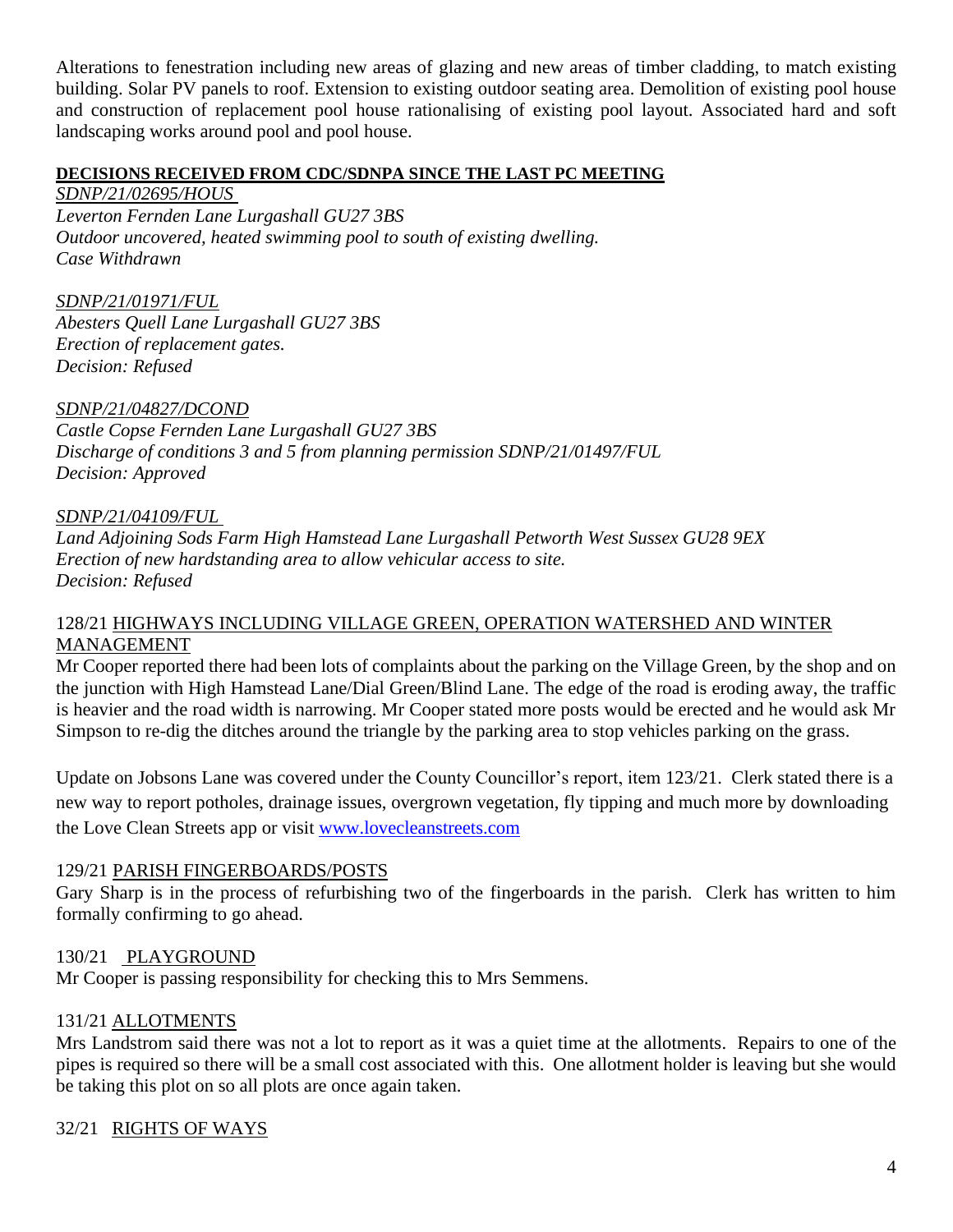Alterations to fenestration including new areas of glazing and new areas of timber cladding, to match existing building. Solar PV panels to roof. Extension to existing outdoor seating area. Demolition of existing pool house and construction of replacement pool house rationalising of existing pool layout. Associated hard and soft landscaping works around pool and pool house.

**DECISIONS RECEIVED FROM CDC/SDNPA SINCE THE LAST PC MEETING**

*SDNP/21/02695/HOUS*
*Leverton Fernden Lane Lurgashall GU27 3BS*
*Outdoor uncovered, heated swimming pool to south of existing dwelling.*
*Case Withdrawn*

*SDNP/21/01971/FUL*
*Abesters Quell Lane Lurgashall GU27 3BS*
*Erection of replacement gates.*
*Decision: Refused*

*SDNP/21/04827/DCOND*
*Castle Copse Fernden Lane Lurgashall GU27 3BS*
*Discharge of conditions 3 and 5 from planning permission SDNP/21/01497/FUL*
*Decision: Approved*

*SDNP/21/04109/FUL*
*Land Adjoining Sods Farm High Hamstead Lane Lurgashall Petworth West Sussex GU28 9EX*
*Erection of new hardstanding area to allow vehicular access to site.*
*Decision: Refused*

128/21 HIGHWAYS INCLUDING VILLAGE GREEN, OPERATION WATERSHED AND WINTER MANAGEMENT

Mr Cooper reported there had been lots of complaints about the parking on the Village Green, by the shop and on the junction with High Hamstead Lane/Dial Green/Blind Lane. The edge of the road is eroding away, the traffic is heavier and the road width is narrowing. Mr Cooper stated more posts would be erected and he would ask Mr Simpson to re-dig the ditches around the triangle by the parking area to stop vehicles parking on the grass.

Update on Jobsons Lane was covered under the County Councillor's report, item 123/21. Clerk stated there is a new way to report potholes, drainage issues, overgrown vegetation, fly tipping and much more by downloading the Love Clean Streets app or visit www.lovecleanstreets.com

129/21 PARISH FINGERBOARDS/POSTS

Gary Sharp is in the process of refurbishing two of the fingerboards in the parish. Clerk has written to him formally confirming to go ahead.

130/21 PLAYGROUND

Mr Cooper is passing responsibility for checking this to Mrs Semmens.

131/21 ALLOTMENTS

Mrs Landstrom said there was not a lot to report as it was a quiet time at the allotments. Repairs to one of the pipes is required so there will be a small cost associated with this. One allotment holder is leaving but she would be taking this plot on so all plots are once again taken.

32/21 RIGHTS OF WAYS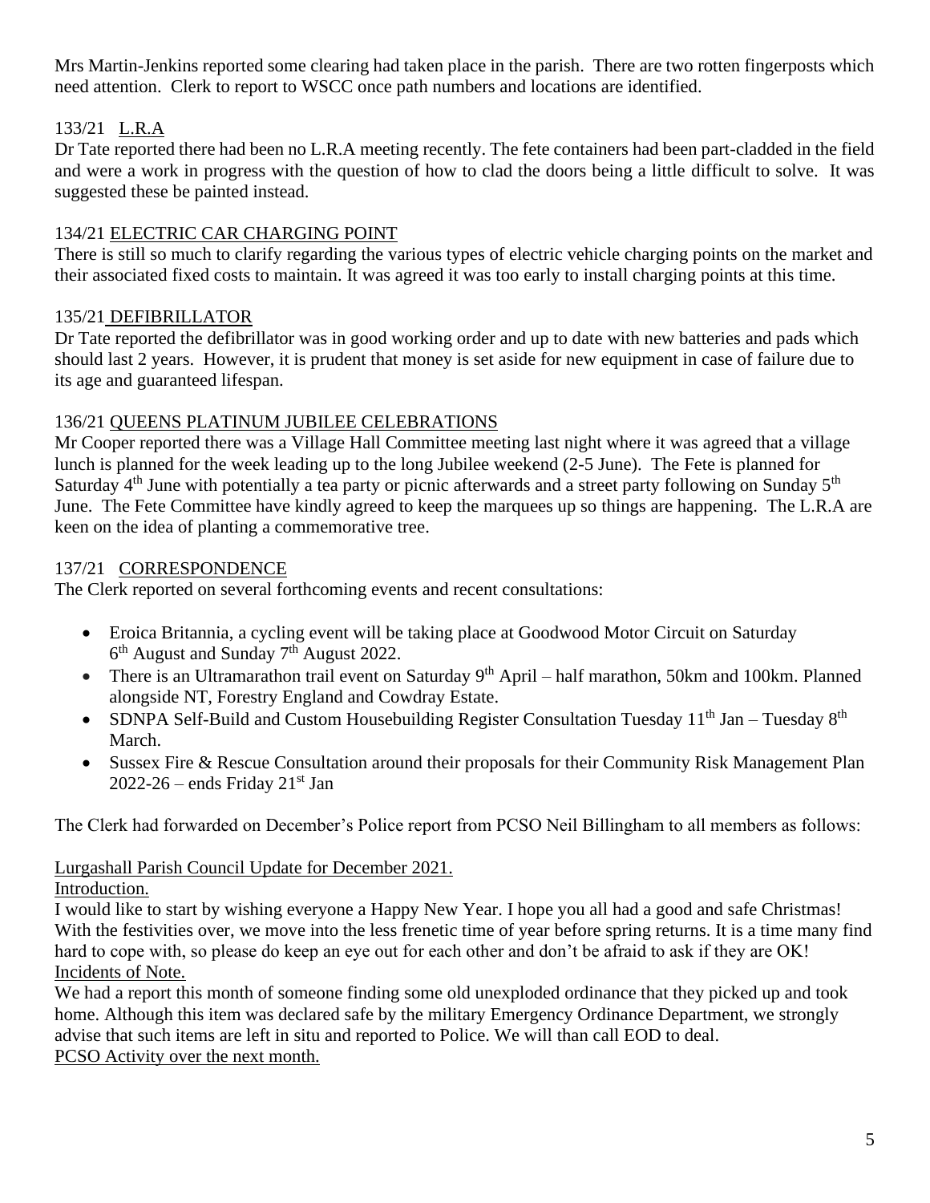Mrs Martin-Jenkins reported some clearing had taken place in the parish. There are two rotten fingerposts which need attention. Clerk to report to WSCC once path numbers and locations are identified.

133/21 <u>L.R.A</u>

Dr Tate reported there had been no L.R.A meeting recently. The fete containers had been part-cladded in the field and were a work in progress with the question of how to clad the doors being a little difficult to solve. It was suggested these be painted instead.

134/21 <u>ELECTRIC CAR CHARGING POINT</u>

There is still so much to clarify regarding the various types of electric vehicle charging points on the market and their associated fixed costs to maintain. It was agreed it was too early to install charging points at this time.

135/21 <u>DEFIBRILLATOR</u>

Dr Tate reported the defibrillator was in good working order and up to date with new batteries and pads which should last 2 years. However, it is prudent that money is set aside for new equipment in case of failure due to its age and guaranteed lifespan.

136/21 <u>QUEENS PLATINUM JUBILEE CELEBRATIONS</u>

Mr Cooper reported there was a Village Hall Committee meeting last night where it was agreed that a village lunch is planned for the week leading up to the long Jubilee weekend (2-5 June). The Fete is planned for Saturday 4th June with potentially a tea party or picnic afterwards and a street party following on Sunday 5th June. The Fete Committee have kindly agreed to keep the marquees up so things are happening. The L.R.A are keen on the idea of planting a commemorative tree.

137/21 <u>CORRESPONDENCE</u>

The Clerk reported on several forthcoming events and recent consultations:

- Eroica Britannia, a cycling event will be taking place at Goodwood Motor Circuit on Saturday 6th August and Sunday 7th August 2022.
- There is an Ultramarathon trail event on Saturday 9th April – half marathon, 50km and 100km. Planned alongside NT, Forestry England and Cowdray Estate.
- SDNPA Self-Build and Custom Housebuilding Register Consultation Tuesday 11th Jan – Tuesday 8th March.
- Sussex Fire & Rescue Consultation around their proposals for their Community Risk Management Plan 2022-26 – ends Friday 21st Jan

The Clerk had forwarded on December's Police report from PCSO Neil Billingham to all members as follows:

<u>Lurgashall Parish Council Update for December 2021.</u>

<u>Introduction.</u>

I would like to start by wishing everyone a Happy New Year. I hope you all had a good and safe Christmas! With the festivities over, we move into the less frenetic time of year before spring returns. It is a time many find hard to cope with, so please do keep an eye out for each other and don't be afraid to ask if they are OK!

<u>Incidents of Note.</u>

We had a report this month of someone finding some old unexploded ordinance that they picked up and took home. Although this item was declared safe by the military Emergency Ordinance Department, we strongly advise that such items are left in situ and reported to Police. We will than call EOD to deal.

<u>PCSO Activity over the next month.</u>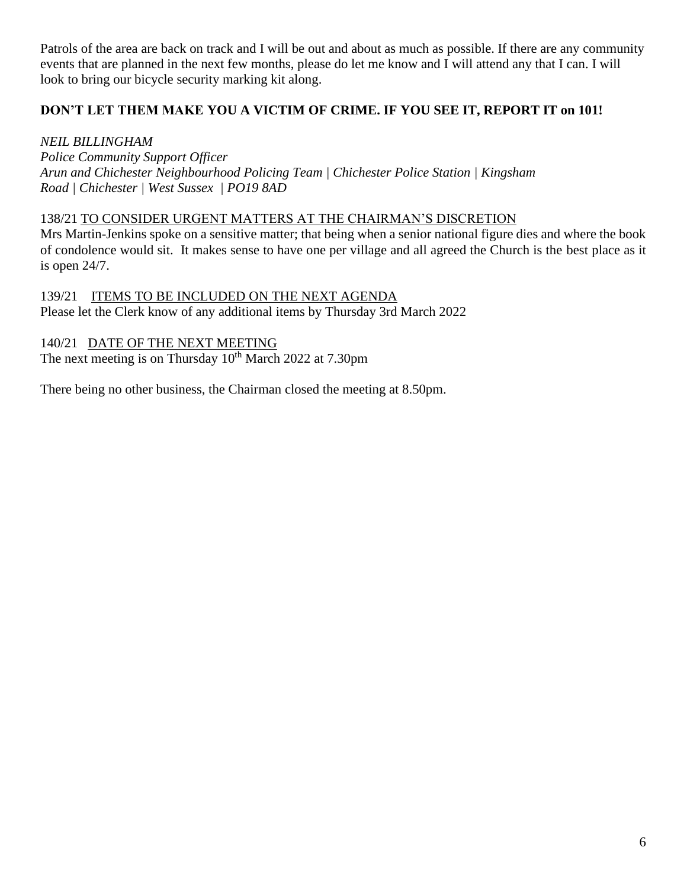Patrols of the area are back on track and I will be out and about as much as possible. If there are any community events that are planned in the next few months, please do let me know and I will attend any that I can. I will look to bring our bicycle security marking kit along.

**DON'T LET THEM MAKE YOU A VICTIM OF CRIME. IF YOU SEE IT, REPORT IT on 101!**

*NEIL BILLINGHAM*
*Police Community Support Officer*
*Arun and Chichester Neighbourhood Policing Team | Chichester Police Station | Kingsham Road | Chichester | West Sussex | PO19 8AD*

138/21 <u>TO CONSIDER URGENT MATTERS AT THE CHAIRMAN'S DISCRETION</u>
Mrs Martin-Jenkins spoke on a sensitive matter; that being when a senior national figure dies and where the book of condolence would sit. It makes sense to have one per village and all agreed the Church is the best place as it is open 24/7.

139/21 <u>ITEMS TO BE INCLUDED ON THE NEXT AGENDA</u>
Please let the Clerk know of any additional items by Thursday 3rd March 2022

140/21 <u>DATE OF THE NEXT MEETING</u>
The next meeting is on Thursday 10th March 2022 at 7.30pm

There being no other business, the Chairman closed the meeting at 8.50pm.